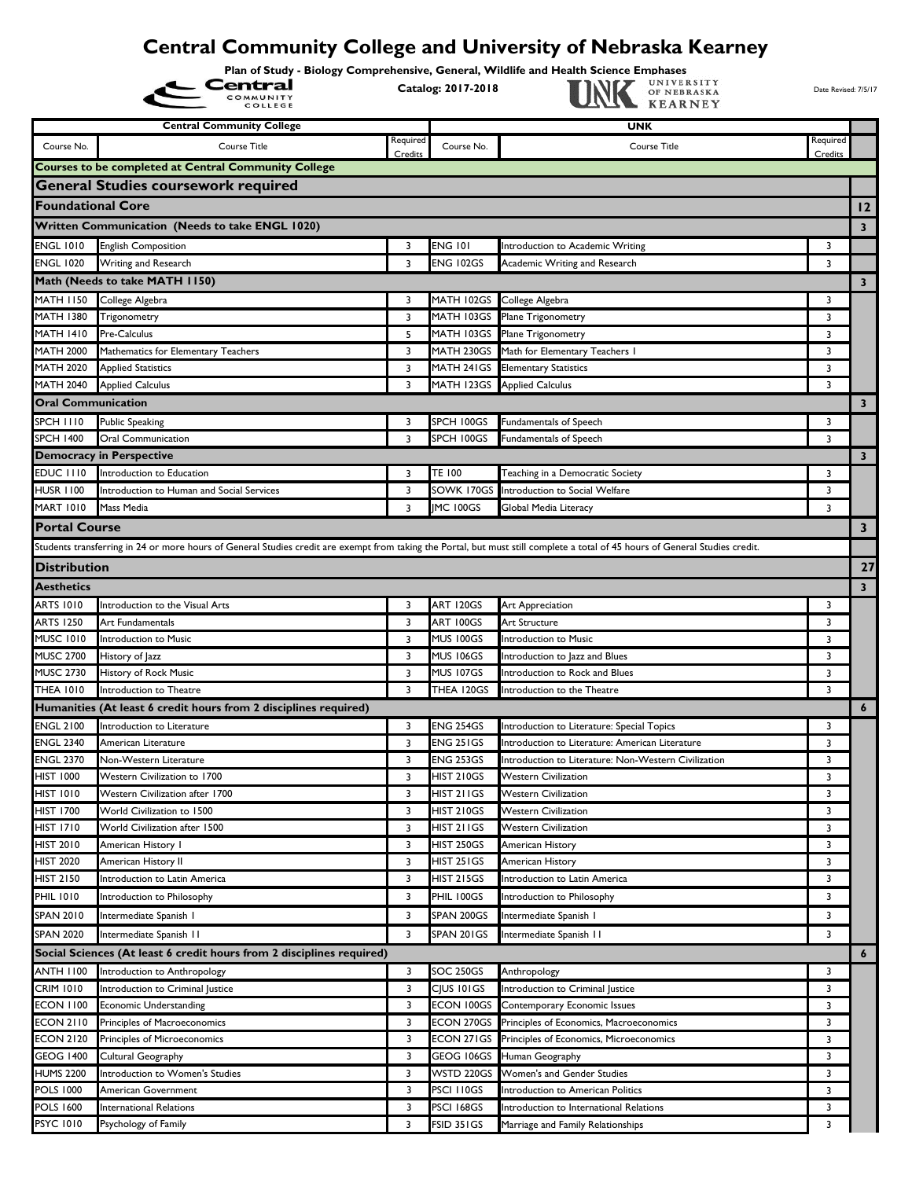# Central Community College and University of Nebraska Kearney

**Plan of Study - Biology Comprehensive, General, Wildlife and Health Science Emphases**

**Catalog: 2017-2018**

Date Revised: 7/5/17

| Central Community College | | | UNK | | | |
|---|---|---|---|---|---|---|
| Course No. | Course Title | Required Credits | Course No. | Course Title | Required Credits | |
| **Courses to be completed at Central Community College** | | | | | | |
| **General Studies coursework required** | | | | | | |
| **Foundational Core** | | | | | | **12** |
| **Written Communication (Needs to take ENGL 1020)** | | | | | | **3** |
| ENGL 1010 | English Composition | 3 | ENG 101 | Introduction to Academic Writing | 3 | |
| ENGL 1020 | Writing and Research | 3 | ENG 102GS | Academic Writing and Research | 3 | |
| **Math (Needs to take MATH 1150)** | | | | | | **3** |
| MATH 1150 | College Algebra | 3 | MATH 102GS | College Algebra | 3 | |
| MATH 1380 | Trigonometry | 3 | MATH 103GS | Plane Trigonometry | 3 | |
| MATH 1410 | Pre-Calculus | 5 | MATH 103GS | Plane Trigonometry | 3 | |
| MATH 2000 | Mathematics for Elementary Teachers | 3 | MATH 230GS | Math for Elementary Teachers I | 3 | |
| MATH 2020 | Applied Statistics | 3 | MATH 241GS | Elementary Statistics | 3 | |
| MATH 2040 | Applied Calculus | 3 | MATH 123GS | Applied Calculus | 3 | |
| **Oral Communication** | | | | | | **3** |
| SPCH 1110 | Public Speaking | 3 | SPCH 100GS | Fundamentals of Speech | 3 | |
| SPCH 1400 | Oral Communication | 3 | SPCH 100GS | Fundamentals of Speech | 3 | |
| **Democracy in Perspective** | | | | | | **3** |
| EDUC 1110 | Introduction to Education | 3 | TE 100 | Teaching in a Democratic Society | 3 | |
| HUSR 1100 | Introduction to Human and Social Services | 3 | SOWK 170GS | Introduction to Social Welfare | 3 | |
| MART 1010 | Mass Media | 3 | JMC 100GS | Global Media Literacy | 3 | |
| **Portal Course** | | | | | | **3** |
| Students transferring in 24 or more hours of General Studies credit are exempt from taking the Portal, but must still complete a total of 45 hours of General Studies credit. | | | | | | |
| **Distribution** | | | | | | **27** |
| **Aesthetics** | | | | | | **3** |
| ARTS 1010 | Introduction to the Visual Arts | 3 | ART 120GS | Art Appreciation | 3 | |
| ARTS 1250 | Art Fundamentals | 3 | ART 100GS | Art Structure | 3 | |
| MUSC 1010 | Introduction to Music | 3 | MUS 100GS | Introduction to Music | 3 | |
| MUSC 2700 | History of Jazz | 3 | MUS 106GS | Introduction to Jazz and Blues | 3 | |
| MUSC 2730 | History of Rock Music | 3 | MUS 107GS | Introduction to Rock and Blues | 3 | |
| THEA 1010 | Introduction to Theatre | 3 | THEA 120GS | Introduction to the Theatre | 3 | |
| **Humanities (At least 6 credit hours from 2 disciplines required)** | | | | | | **6** |
| ENGL 2100 | Introduction to Literature | 3 | ENG 254GS | Introduction to Literature: Special Topics | 3 | |
| ENGL 2340 | American Literature | 3 | ENG 251GS | Introduction to Literature: American Literature | 3 | |
| ENGL 2370 | Non-Western Literature | 3 | ENG 253GS | Introduction to Literature: Non-Western Civilization | 3 | |
| HIST 1000 | Western Civilization to 1700 | 3 | HIST 210GS | Western Civilization | 3 | |
| HIST 1010 | Western Civilization after 1700 | 3 | HIST 211GS | Western Civilization | 3 | |
| HIST 1700 | World Civilization to 1500 | 3 | HIST 210GS | Western Civilization | 3 | |
| HIST 1710 | World Civilization after 1500 | 3 | HIST 211GS | Western Civilization | 3 | |
| HIST 2010 | American History I | 3 | HIST 250GS | American History | 3 | |
| HIST 2020 | American History II | 3 | HIST 251GS | American History | 3 | |
| HIST 2150 | Introduction to Latin America | 3 | HIST 215GS | Introduction to Latin America | 3 | |
| PHIL 1010 | Introduction to Philosophy | 3 | PHIL 100GS | Introduction to Philosophy | 3 | |
| SPAN 2010 | Intermediate Spanish I | 3 | SPAN 200GS | Intermediate Spanish I | 3 | |
| SPAN 2020 | Intermediate Spanish II | 3 | SPAN 201GS | Intermediate Spanish II | 3 | |
| **Social Sciences (At least 6 credit hours from 2 disciplines required)** | | | | | | **6** |
| ANTH 1100 | Introduction to Anthropology | 3 | SOC 250GS | Anthropology | 3 | |
| CRIM 1010 | Introduction to Criminal Justice | 3 | CJUS 101GS | Introduction to Criminal Justice | 3 | |
| ECON 1100 | Economic Understanding | 3 | ECON 100GS | Contemporary Economic Issues | 3 | |
| ECON 2110 | Principles of Macroeconomics | 3 | ECON 270GS | Principles of Economics, Macroeconomics | 3 | |
| ECON 2120 | Principles of Microeconomics | 3 | ECON 271GS | Principles of Economics, Microeconomics | 3 | |
| GEOG 1400 | Cultural Geography | 3 | GEOG 106GS | Human Geography | 3 | |
| HUMS 2200 | Introduction to Women's Studies | 3 | WSTD 220GS | Women's and Gender Studies | 3 | |
| POLS 1000 | American Government | 3 | PSCI 110GS | Introduction to American Politics | 3 | |
| POLS 1600 | International Relations | 3 | PSCI 168GS | Introduction to International Relations | 3 | |
| PSYC 1010 | Psychology of Family | 3 | FSID 351GS | Marriage and Family Relationships | 3 | |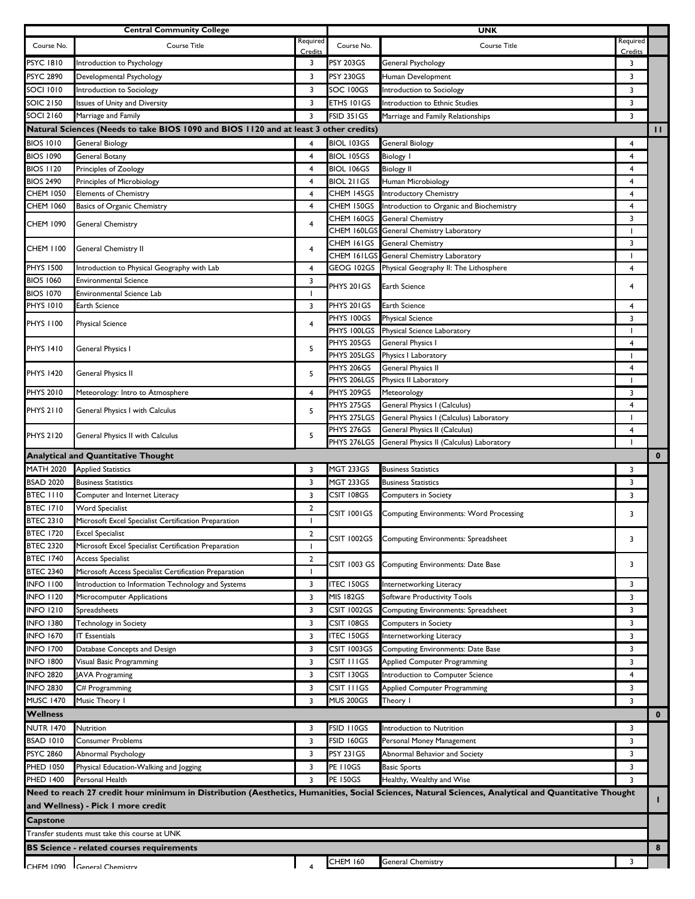| Central Community College | | | UNK | | | |
|---|---|---|---|---|---|---|
| Course No. | Course Title | Required Credits | Course No. | Course Title | Required Credits | |
| PSYC 1810 | Introduction to Psychology | 3 | PSY 203GS | General Psychology | 3 | |
| PSYC 2890 | Developmental Psychology | 3 | PSY 230GS | Human Development | 3 | |
| SOCI 1010 | Introduction to Sociology | 3 | SOC 100GS | Introduction to Sociology | 3 | |
| SOIC 2150 | Issues of Unity and Diversity | 3 | ETHS 101GS | Introduction to Ethnic Studies | 3 | |
| SOCI 2160 | Marriage and Family | 3 | FSID 351GS | Marriage and Family Relationships | 3 | |
| **Natural Sciences (Needs to take BIOS 1090 and BIOS 1120 and at least 3 other credits)** | | | | | | **11** |
| BIOS 1010 | General Biology | 4 | BIOL 103GS | General Biology | 4 | |
| BIOS 1090 | General Botany | 4 | BIOL 105GS | Biology I | 4 | |
| BIOS 1120 | Principles of Zoology | 4 | BIOL 106GS | Biology II | 4 | |
| BIOS 2490 | Principles of Microbiology | 4 | BIOL 211GS | Human Microbiology | 4 | |
| CHEM 1050 | Elements of Chemistry | 4 | CHEM 145GS | Introductory Chemistry | 4 | |
| CHEM 1060 | Basics of Organic Chemistry | 4 | CHEM 150GS | Introduction to Organic and Biochemistry | 4 | |
| CHEM 1090 | General Chemistry | 4 | CHEM 160GS | General Chemistry | 3 | |
| | | | CHEM 160LGS | General Chemistry Laboratory | 1 | |
| CHEM 1100 | General Chemistry II | 4 | CHEM 161GS | General Chemistry | 3 | |
| | | | CHEM 161LGS | General Chemistry Laboratory | 1 | |
| PHYS 1500 | Introduction to Physical Geography with Lab | 4 | GEOG 102GS | Physical Geography II: The Lithosphere | 4 | |
| BIOS 1060 | Environmental Science | 3 | PHYS 201GS | Earth Science | 4 | |
| BIOS 1070 | Environmental Science Lab | 1 | | | | |
| PHYS 1010 | Earth Science | 3 | PHYS 201GS | Earth Science | 4 | |
| PHYS 1100 | Physical Science | 4 | PHYS 100GS | Physical Science | 3 | |
| | | | PHYS 100LGS | Physical Science Laboratory | 1 | |
| PHYS 1410 | General Physics I | 5 | PHYS 205GS | General Physics I | 4 | |
| | | | PHYS 205LGS | Physics I Laboratory | 1 | |
| PHYS 1420 | General Physics II | 5 | PHYS 206GS | General Physics II | 4 | |
| | | | PHYS 206LGS | Physics II Laboratory | 1 | |
| PHYS 2010 | Meteorology: Intro to Atmosphere | 4 | PHYS 209GS | Meteorology | 3 | |
| PHYS 2110 | General Physics I with Calculus | 5 | PHYS 275GS | General Physics I (Calculus) | 4 | |
| | | | PHYS 275LGS | General Physics I (Calculus) Laboratory | 1 | |
| PHYS 2120 | General Physics II with Calculus | 5 | PHYS 276GS | General Physics II (Calculus) | 4 | |
| | | | PHYS 276LGS | General Physics II (Calculus) Laboratory | 1 | |
| **Analytical and Quantitative Thought** | | | | | | **0** |
| MATH 2020 | Applied Statistics | 3 | MGT 233GS | Business Statistics | 3 | |
| BSAD 2020 | Business Statistics | 3 | MGT 233GS | Business Statistics | 3 | |
| BTEC 1110 | Computer and Internet Literacy | 3 | CSIT 108GS | Computers in Society | 3 | |
| BTEC 1710 | Word Specialist | 2 | CSIT 1001GS | Computing Environments: Word Processing | 3 | |
| BTEC 2310 | Microsoft Excel Specialist Certification Preparation | 1 | | | | |
| BTEC 1720 | Excel Specialist | 2 | CSIT 1002GS | Computing Environments: Spreadsheet | 3 | |
| BTEC 2320 | Microsoft Excel Specialist Certification Preparation | 1 | | | | |
| BTEC 1740 | Access Specialist | 2 | CSIT 1003 GS | Computing Environments: Date Base | 3 | |
| BTEC 2340 | Microsoft Access Specialist Certification Preparation | 1 | | | | |
| INFO 1100 | Introduction to Information Technology and Systems | 3 | ITEC 150GS | Internetworking Literacy | 3 | |
| INFO 1120 | Microcomputer Applications | 3 | MIS 182GS | Software Productivity Tools | 3 | |
| INFO 1210 | Spreadsheets | 3 | CSIT 1002GS | Computing Environments: Spreadsheet | 3 | |
| INFO 1380 | Technology in Society | 3 | CSIT 108GS | Computers in Society | 3 | |
| INFO 1670 | IT Essentials | 3 | ITEC 150GS | Internetworking Literacy | 3 | |
| INFO 1700 | Database Concepts and Design | 3 | CSIT 1003GS | Computing Environments: Date Base | 3 | |
| INFO 1800 | Visual Basic Programming | 3 | CSIT 111GS | Applied Computer Programming | 3 | |
| INFO 2820 | JAVA Programing | 3 | CSIT 130GS | Introduction to Computer Science | 4 | |
| INFO 2830 | C# Programming | 3 | CSIT 111GS | Applied Computer Programming | 3 | |
| MUSC 1470 | Music Theory I | 3 | MUS 200GS | Theory I | 3 | |
| **Wellness** | | | | | | **0** |
| NUTR 1470 | Nutrition | 3 | FSID 110GS | Introduction to Nutrition | 3 | |
| BSAD 1010 | Consumer Problems | 3 | FSID 160GS | Personal Money Management | 3 | |
| PSYC 2860 | Abnormal Psychology | 3 | PSY 231GS | Abnormal Behavior and Society | 3 | |
| PHED 1050 | Physical Education-Walking and Jogging | 3 | PE 110GS | Basic Sports | 3 | |
| PHED 1400 | Personal Health | 3 | PE 150GS | Healthy, Wealthy and Wise | 3 | |
| **Need to reach 27 credit hour minimum in Distribution (Aesthetics, Humanities, Social Sciences, Natural Sciences, Analytical and Quantitative Thought and Wellness) - Pick 1 more credit** | | | | | | **1** |
| **Capstone** | | | | | | |
| Transfer students must take this course at UNK | | | | | | |
| **BS Science - related courses requirements** | | | | | | **8** |
| CHEM 1090 | General Chemistry | 4 | CHEM 160 | General Chemistry | 3 | |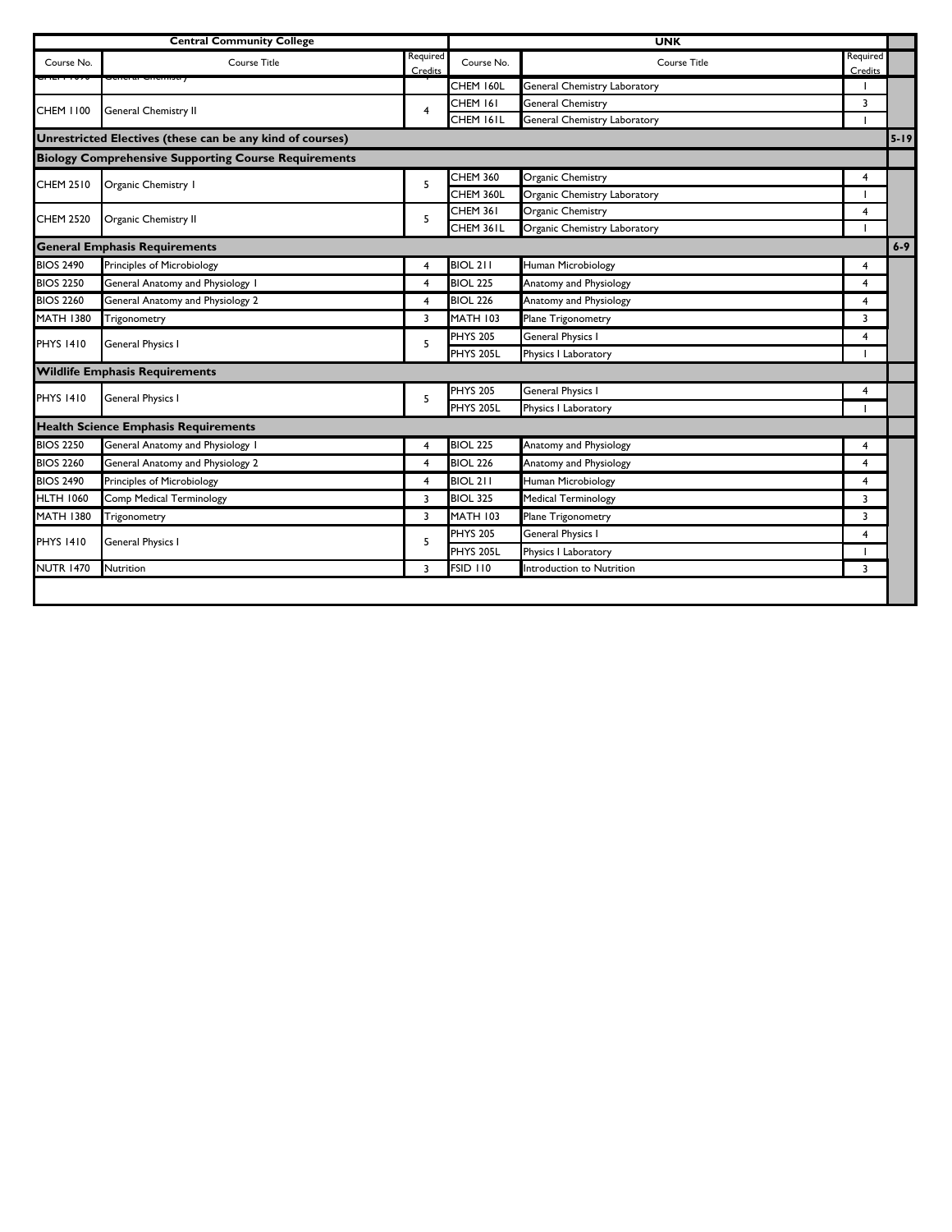| Central Community College | | | UNK | | | |
|---|---|---|---|---|---|---|
| Course No. | Course Title | Required Credits | Course No. | Course Title | Required Credits | |
| CHEM 1090 | General Chemistry I | 4 | CHEM 160L | General Chemistry Laboratory | 1 | |
| CHEM 1100 | General Chemistry II | 4 | CHEM 161 | General Chemistry | 3 | |
| | | | CHEM 161L | General Chemistry Laboratory | 1 | |
| **Unrestricted Electives (these can be any kind of courses)** | | | | | | 5-19 |
| **Biology Comprehensive Supporting Course Requirements** | | | | | | |
| CHEM 2510 | Organic Chemistry I | 5 | CHEM 360 | Organic Chemistry | 4 | |
| | | | CHEM 360L | Organic Chemistry Laboratory | 1 | |
| CHEM 2520 | Organic Chemistry II | 5 | CHEM 361 | Organic Chemistry | 4 | |
| | | | CHEM 361L | Organic Chemistry Laboratory | 1 | |
| **General Emphasis Requirements** | | | | | | 6-9 |
| BIOS 2490 | Principles of Microbiology | 4 | BIOL 211 | Human Microbiology | 4 | |
| BIOS 2250 | General Anatomy and Physiology 1 | 4 | BIOL 225 | Anatomy and Physiology | 4 | |
| BIOS 2260 | General Anatomy and Physiology 2 | 4 | BIOL 226 | Anatomy and Physiology | 4 | |
| MATH 1380 | Trigonometry | 3 | MATH 103 | Plane Trigonometry | 3 | |
| PHYS 1410 | General Physics I | 5 | PHYS 205 | General Physics I | 4 | |
| | | | PHYS 205L | Physics I Laboratory | 1 | |
| **Wildlife Emphasis Requirements** | | | | | | |
| PHYS 1410 | General Physics I | 5 | PHYS 205 | General Physics I | 4 | |
| | | | PHYS 205L | Physics I Laboratory | 1 | |
| **Health Science Emphasis Requirements** | | | | | | |
| BIOS 2250 | General Anatomy and Physiology 1 | 4 | BIOL 225 | Anatomy and Physiology | 4 | |
| BIOS 2260 | General Anatomy and Physiology 2 | 4 | BIOL 226 | Anatomy and Physiology | 4 | |
| BIOS 2490 | Principles of Microbiology | 4 | BIOL 211 | Human Microbiology | 4 | |
| HLTH 1060 | Comp Medical Terminology | 3 | BIOL 325 | Medical Terminology | 3 | |
| MATH 1380 | Trigonometry | 3 | MATH 103 | Plane Trigonometry | 3 | |
| PHYS 1410 | General Physics I | 5 | PHYS 205 | General Physics I | 4 | |
| | | | PHYS 205L | Physics I Laboratory | 1 | |
| NUTR 1470 | Nutrition | 3 | FSID 110 | Introduction to Nutrition | 3 | |